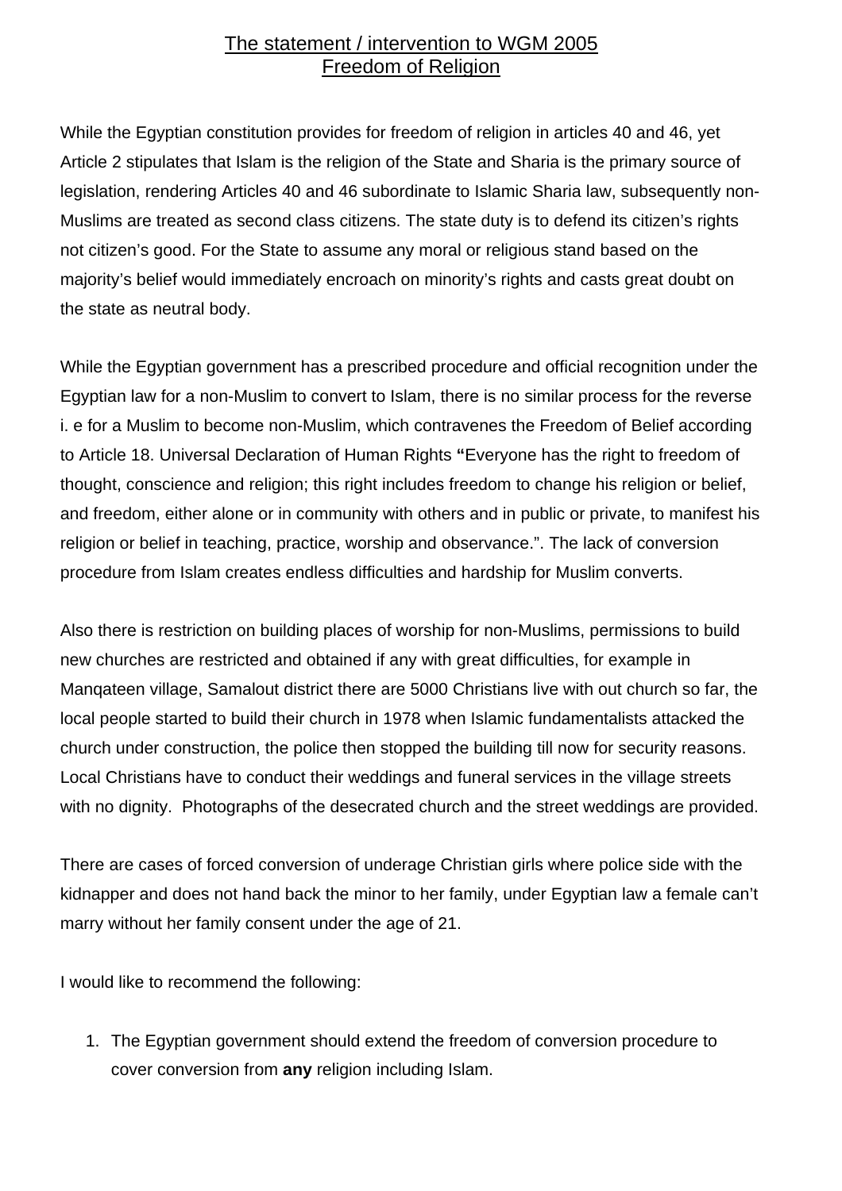# The statement / intervention to WGM 2005
## Freedom of Religion

While the Egyptian constitution provides for freedom of religion in articles 40 and 46, yet Article 2 stipulates that Islam is the religion of the State and Sharia is the primary source of legislation, rendering Articles 40 and 46 subordinate to Islamic Sharia law, subsequently non-Muslims are treated as second class citizens. The state duty is to defend its citizen's rights not citizen's good. For the State to assume any moral or religious stand based on the majority's belief would immediately encroach on minority's rights and casts great doubt on the state as neutral body.

While the Egyptian government has a prescribed procedure and official recognition under the Egyptian law for a non-Muslim to convert to Islam, there is no similar process for the reverse i. e for a Muslim to become non-Muslim, which contravenes the Freedom of Belief according to Article 18. Universal Declaration of Human Rights **"**Everyone has the right to freedom of thought, conscience and religion; this right includes freedom to change his religion or belief, and freedom, either alone or in community with others and in public or private, to manifest his religion or belief in teaching, practice, worship and observance.". The lack of conversion procedure from Islam creates endless difficulties and hardship for Muslim converts.

Also there is restriction on building places of worship for non-Muslims, permissions to build new churches are restricted and obtained if any with great difficulties, for example in Manqateen village, Samalout district there are 5000 Christians live with out church so far, the local people started to build their church in 1978 when Islamic fundamentalists attacked the church under construction, the police then stopped the building till now for security reasons. Local Christians have to conduct their weddings and funeral services in the village streets with no dignity. Photographs of the desecrated church and the street weddings are provided.

There are cases of forced conversion of underage Christian girls where police side with the kidnapper and does not hand back the minor to her family, under Egyptian law a female can't marry without her family consent under the age of 21.

I would like to recommend the following:

1. The Egyptian government should extend the freedom of conversion procedure to cover conversion from **any** religion including Islam.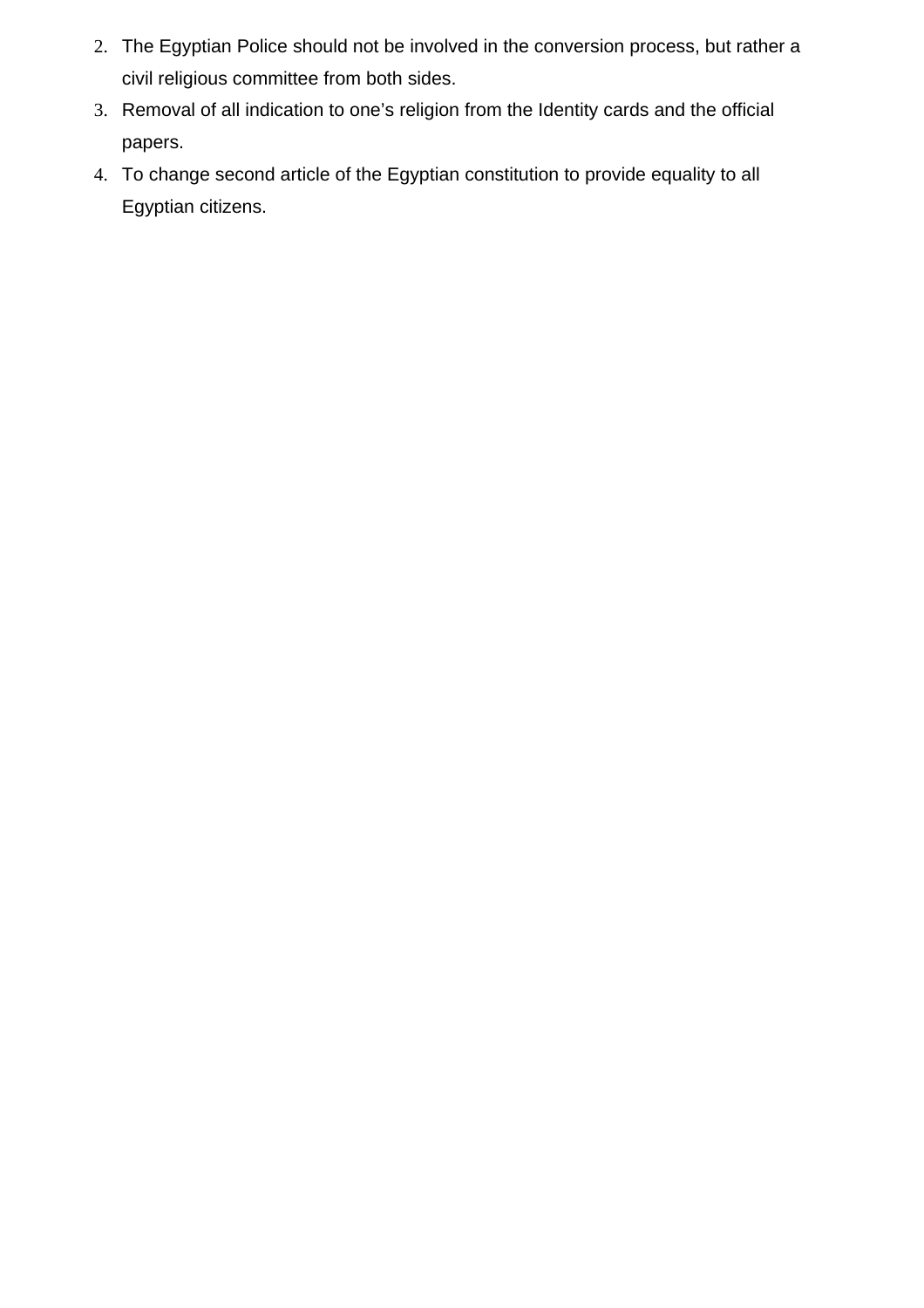2. The Egyptian Police should not be involved in the conversion process, but rather a civil religious committee from both sides.
3. Removal of all indication to one's religion from the Identity cards and the official papers.
4. To change second article of the Egyptian constitution to provide equality to all Egyptian citizens.